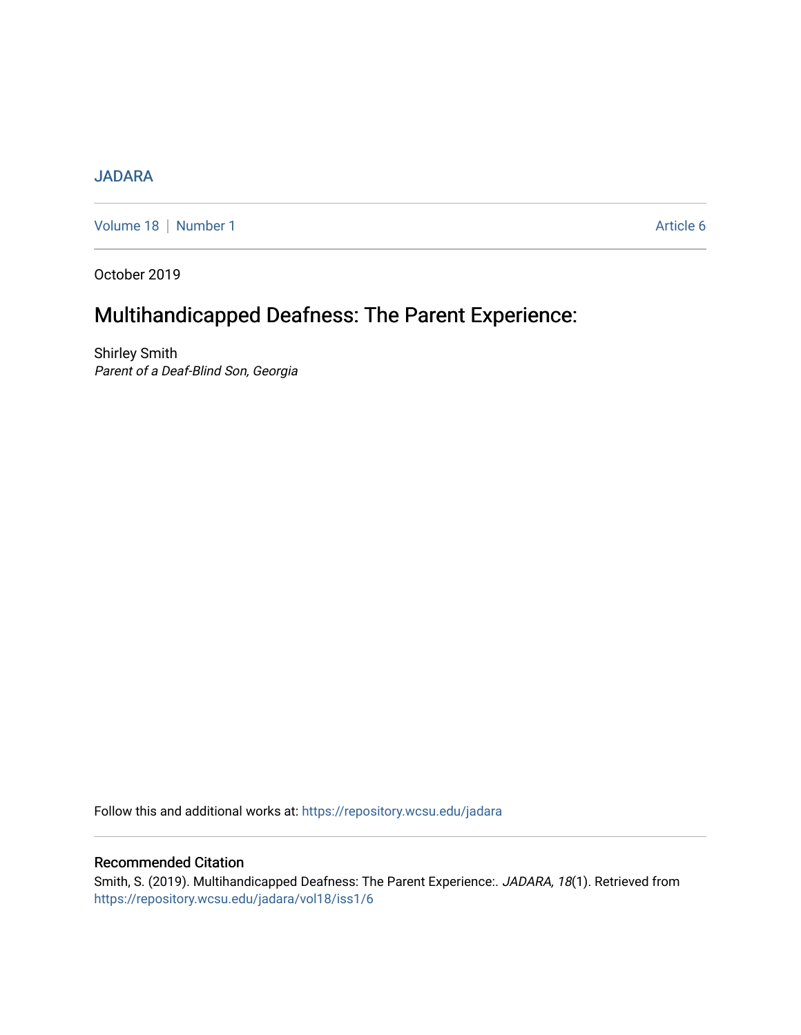JADARA

Volume 18 | Number 1 — Article 6

October 2019

# Multihandicapped Deafness: The Parent Experience:

Shirley Smith
*Parent of a Deaf-Blind Son, Georgia*

Follow this and additional works at: https://repository.wcsu.edu/jadara

## Recommended Citation

Smith, S. (2019). Multihandicapped Deafness: The Parent Experience:. *JADARA, 18*(1). Retrieved from https://repository.wcsu.edu/jadara/vol18/iss1/6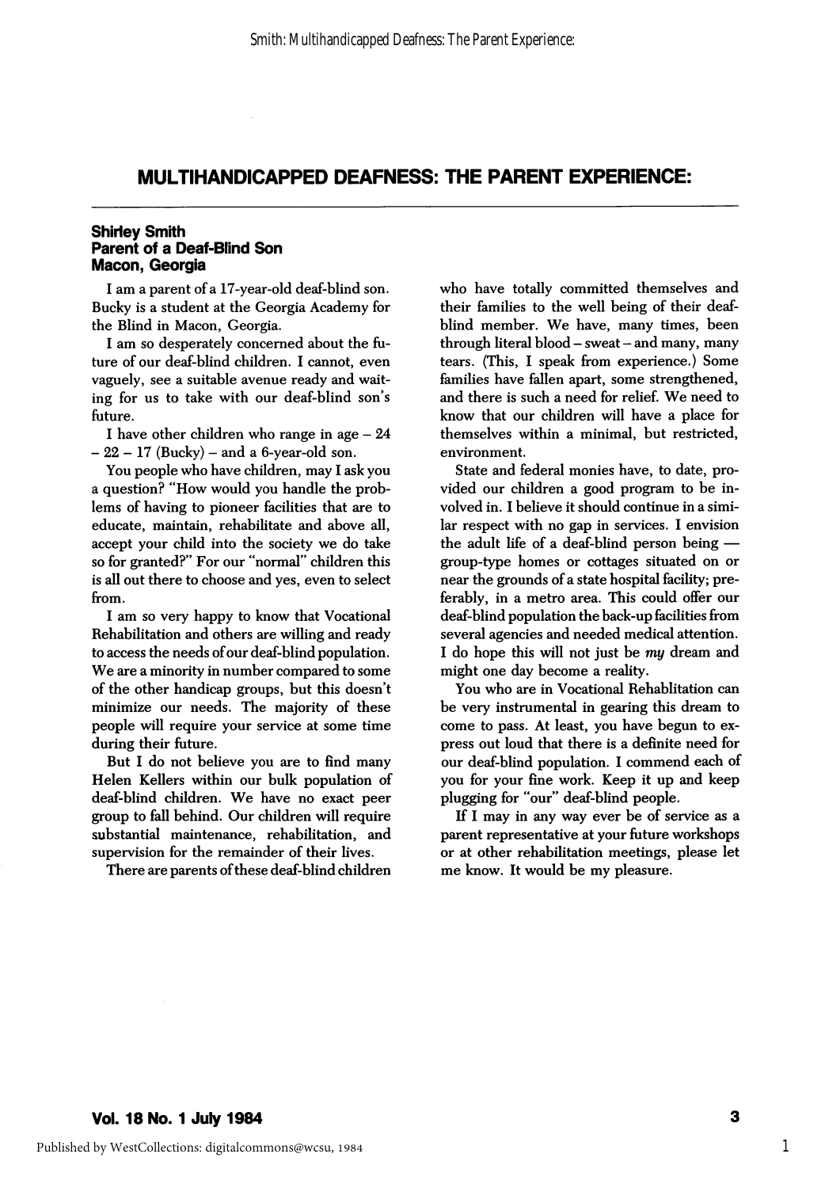# MULTIHANDICAPPED DEAFNESS: THE PARENT EXPERIENCE:

**Shirley Smith**
**Parent of a Deaf-Blind Son**
**Macon, Georgia**

I am a parent of a 17-year-old deaf-blind son. Bucky is a student at the Georgia Academy for the Blind in Macon, Georgia.

I am so desperately concerned about the future of our deaf-blind children. I cannot, even vaguely, see a suitable avenue ready and waiting for us to take with our deaf-blind son's future.

I have other children who range in age – 24 – 22 – 17 (Bucky) – and a 6-year-old son.

You people who have children, may I ask you a question? "How would you handle the problems of having to pioneer facilities that are to educate, maintain, rehabilitate and above all, accept your child into the society we do take so for granted?" For our "normal" children this is all out there to choose and yes, even to select from.

I am so very happy to know that Vocational Rehabilitation and others are willing and ready to access the needs of our deaf-blind population. We are a minority in number compared to some of the other handicap groups, but this doesn't minimize our needs. The majority of these people will require your service at some time during their future.

But I do not believe you are to find many Helen Kellers within our bulk population of deaf-blind children. We have no exact peer group to fall behind. Our children will require substantial maintenance, rehabilitation, and supervision for the remainder of their lives.

There are parents of these deaf-blind children who have totally committed themselves and their families to the well being of their deaf-blind member. We have, many times, been through literal blood – sweat – and many, many tears. (This, I speak from experience.) Some families have fallen apart, some strengthened, and there is such a need for relief. We need to know that our children will have a place for themselves within a minimal, but restricted, environment.

State and federal monies have, to date, provided our children a good program to be involved in. I believe it should continue in a similar respect with no gap in services. I envision the adult life of a deaf-blind person being — group-type homes or cottages situated on or near the grounds of a state hospital facility; preferably, in a metro area. This could offer our deaf-blind population the back-up facilities from several agencies and needed medical attention. I do hope this will not just be *my* dream and might one day become a reality.

You who are in Vocational Rehablitation can be very instrumental in gearing this dream to come to pass. At least, you have begun to express out loud that there is a definite need for our deaf-blind population. I commend each of you for your fine work. Keep it up and keep plugging for "our" deaf-blind people.

If I may in any way ever be of service as a parent representative at your future workshops or at other rehabilitation meetings, please let me know. It would be my pleasure.